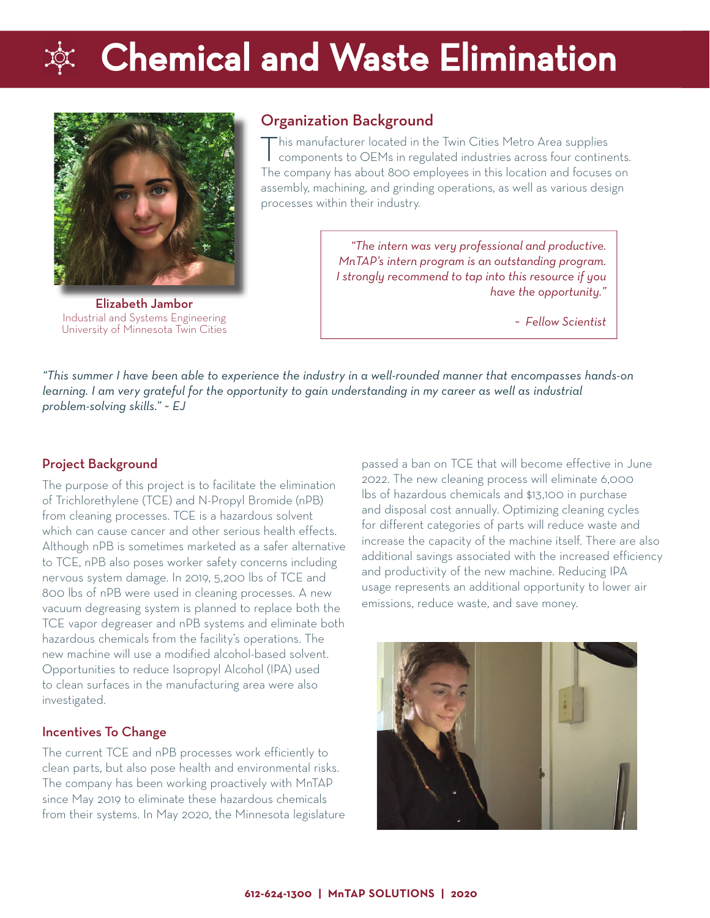# Chemical and Waste Elimination

**Elizabeth Jambor**
Industrial and Systems Engineering
University of Minnesota Twin Cities

## Organization Background

This manufacturer located in the Twin Cities Metro Area supplies components to OEMs in regulated industries across four continents. The company has about 800 employees in this location and focuses on assembly, machining, and grinding operations, as well as various design processes within their industry.

> *"The intern was very professional and productive. MnTAP's intern program is an outstanding program. I strongly recommend to tap into this resource if you have the opportunity."*
>
> *~ Fellow Scientist*

*"This summer I have been able to experience the industry in a well-rounded manner that encompasses hands-on learning. I am very grateful for the opportunity to gain understanding in my career as well as industrial problem-solving skills." ~ EJ*

## Project Background

The purpose of this project is to facilitate the elimination of Trichlorethylene (TCE) and N-Propyl Bromide (nPB) from cleaning processes. TCE is a hazardous solvent which can cause cancer and other serious health effects. Although nPB is sometimes marketed as a safer alternative to TCE, nPB also poses worker safety concerns including nervous system damage. In 2019, 5,200 lbs of TCE and 800 lbs of nPB were used in cleaning processes. A new vacuum degreasing system is planned to replace both the TCE vapor degreaser and nPB systems and eliminate both hazardous chemicals from the facility's operations. The new machine will use a modified alcohol-based solvent. Opportunities to reduce Isopropyl Alcohol (IPA) used to clean surfaces in the manufacturing area were also investigated.

## Incentives To Change

The current TCE and nPB processes work efficiently to clean parts, but also pose health and environmental risks. The company has been working proactively with MnTAP since May 2019 to eliminate these hazardous chemicals from their systems. In May 2020, the Minnesota legislature passed a ban on TCE that will become effective in June 2022. The new cleaning process will eliminate 6,000 lbs of hazardous chemicals and $13,100 in purchase and disposal cost annually. Optimizing cleaning cycles for different categories of parts will reduce waste and increase the capacity of the machine itself. There are also additional savings associated with the increased efficiency and productivity of the new machine. Reducing IPA usage represents an additional opportunity to lower air emissions, reduce waste, and save money.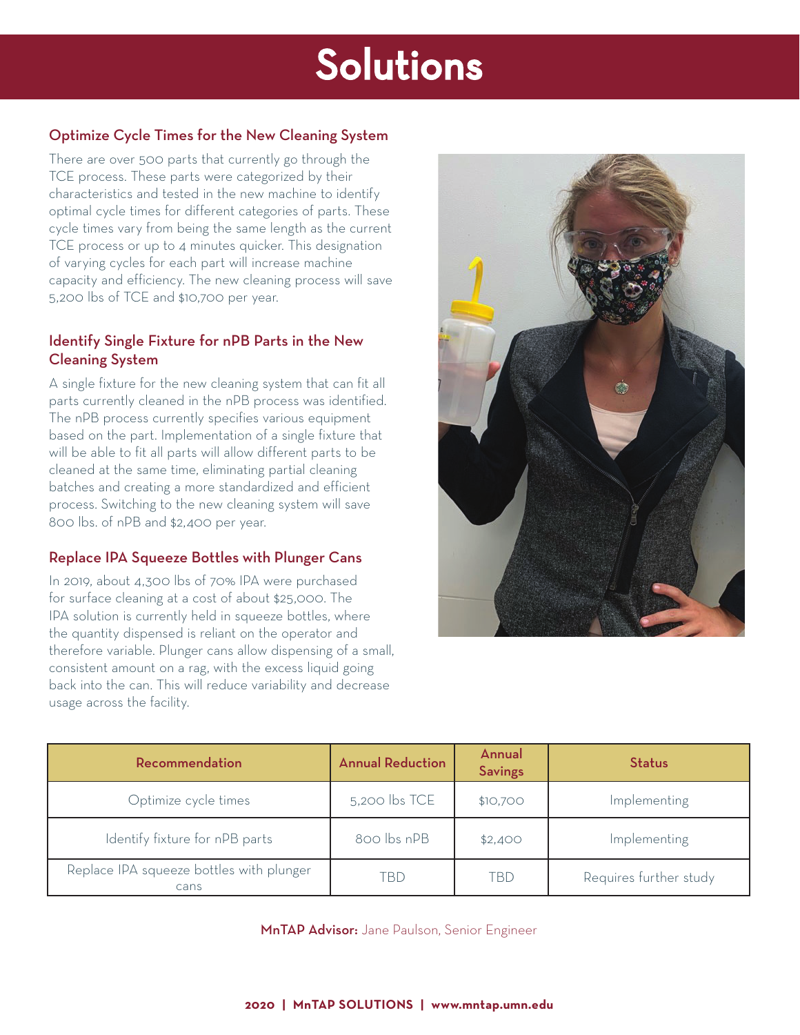# Solutions

### Optimize Cycle Times for the New Cleaning System

There are over 500 parts that currently go through the TCE process. These parts were categorized by their characteristics and tested in the new machine to identify optimal cycle times for different categories of parts. These cycle times vary from being the same length as the current TCE process or up to 4 minutes quicker. This designation of varying cycles for each part will increase machine capacity and efficiency. The new cleaning process will save 5,200 lbs of TCE and $10,700 per year.

### Identify Single Fixture for nPB Parts in the New Cleaning System

A single fixture for the new cleaning system that can fit all parts currently cleaned in the nPB process was identified. The nPB process currently specifies various equipment based on the part. Implementation of a single fixture that will be able to fit all parts will allow different parts to be cleaned at the same time, eliminating partial cleaning batches and creating a more standardized and efficient process. Switching to the new cleaning system will save 800 lbs. of nPB and $2,400 per year.

### Replace IPA Squeeze Bottles with Plunger Cans

In 2019, about 4,300 lbs of 70% IPA were purchased for surface cleaning at a cost of about $25,000. The IPA solution is currently held in squeeze bottles, where the quantity dispensed is reliant on the operator and therefore variable. Plunger cans allow dispensing of a small, consistent amount on a rag, with the excess liquid going back into the can. This will reduce variability and decrease usage across the facility.

| Recommendation | Annual Reduction | Annual Savings | Status |
|---|---|---|---|
| Optimize cycle times | 5,200 lbs TCE | $10,700 | Implementing |
| Identify fixture for nPB parts | 800 lbs nPB | $2,400 | Implementing |
| Replace IPA squeeze bottles with plunger cans | TBD | TBD | Requires further study |

**MnTAP Advisor:** Jane Paulson, Senior Engineer